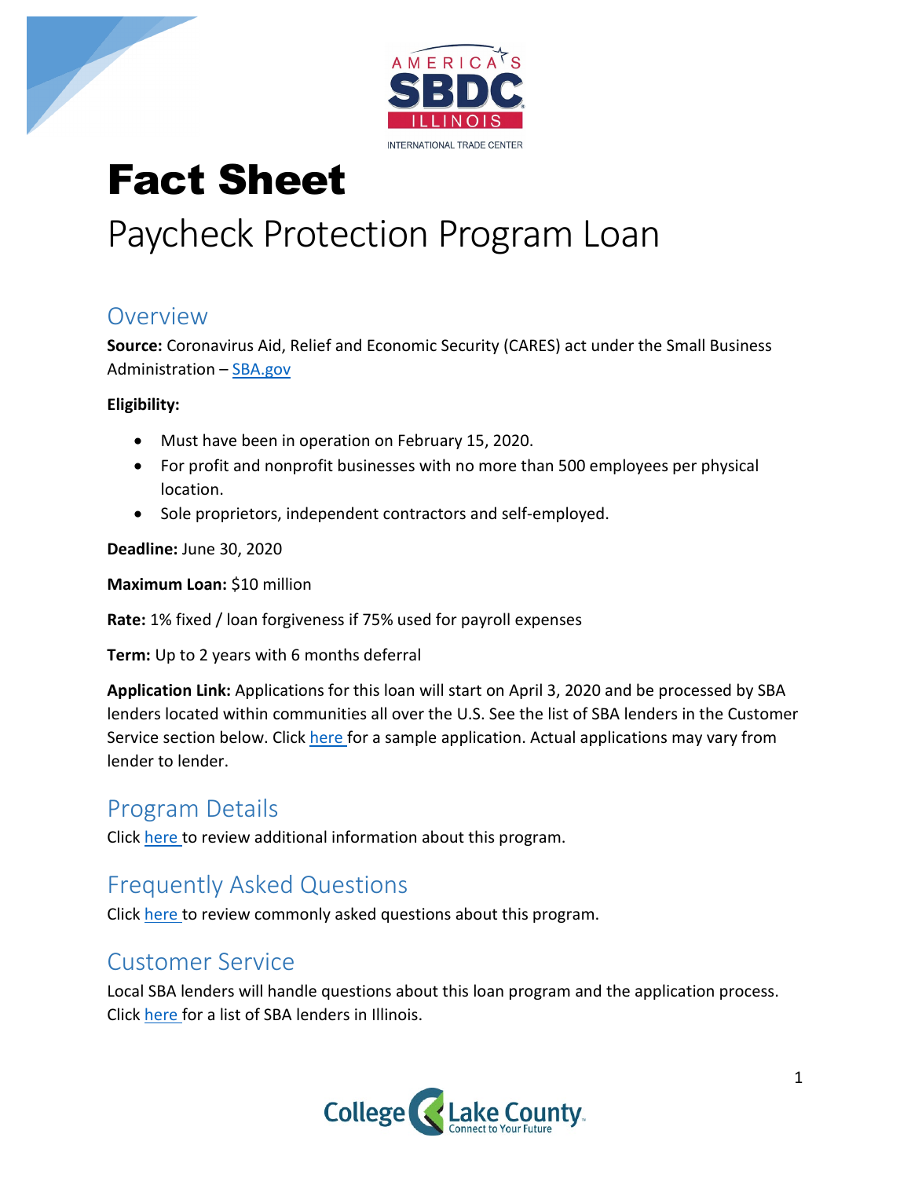# Fact Sheet

## Paycheck Protection Program Loan

### Overview

**Source:** Coronavirus Aid, Relief and Economic Security (CARES) act under the Small Business Administration – SBA.gov

**Eligibility:**

- Must have been in operation on February 15, 2020.
- For profit and nonprofit businesses with no more than 500 employees per physical location.
- Sole proprietors, independent contractors and self-employed.

**Deadline:** June 30, 2020

**Maximum Loan:** $10 million

**Rate:** 1% fixed / loan forgiveness if 75% used for payroll expenses

**Term:** Up to 2 years with 6 months deferral

**Application Link:** Applications for this loan will start on April 3, 2020 and be processed by SBA lenders located within communities all over the U.S. See the list of SBA lenders in the Customer Service section below. Click here for a sample application. Actual applications may vary from lender to lender.

### Program Details

Click here to review additional information about this program.

### Frequently Asked Questions

Click here to review commonly asked questions about this program.

### Customer Service

Local SBA lenders will handle questions about this loan program and the application process. Click here for a list of SBA lenders in Illinois.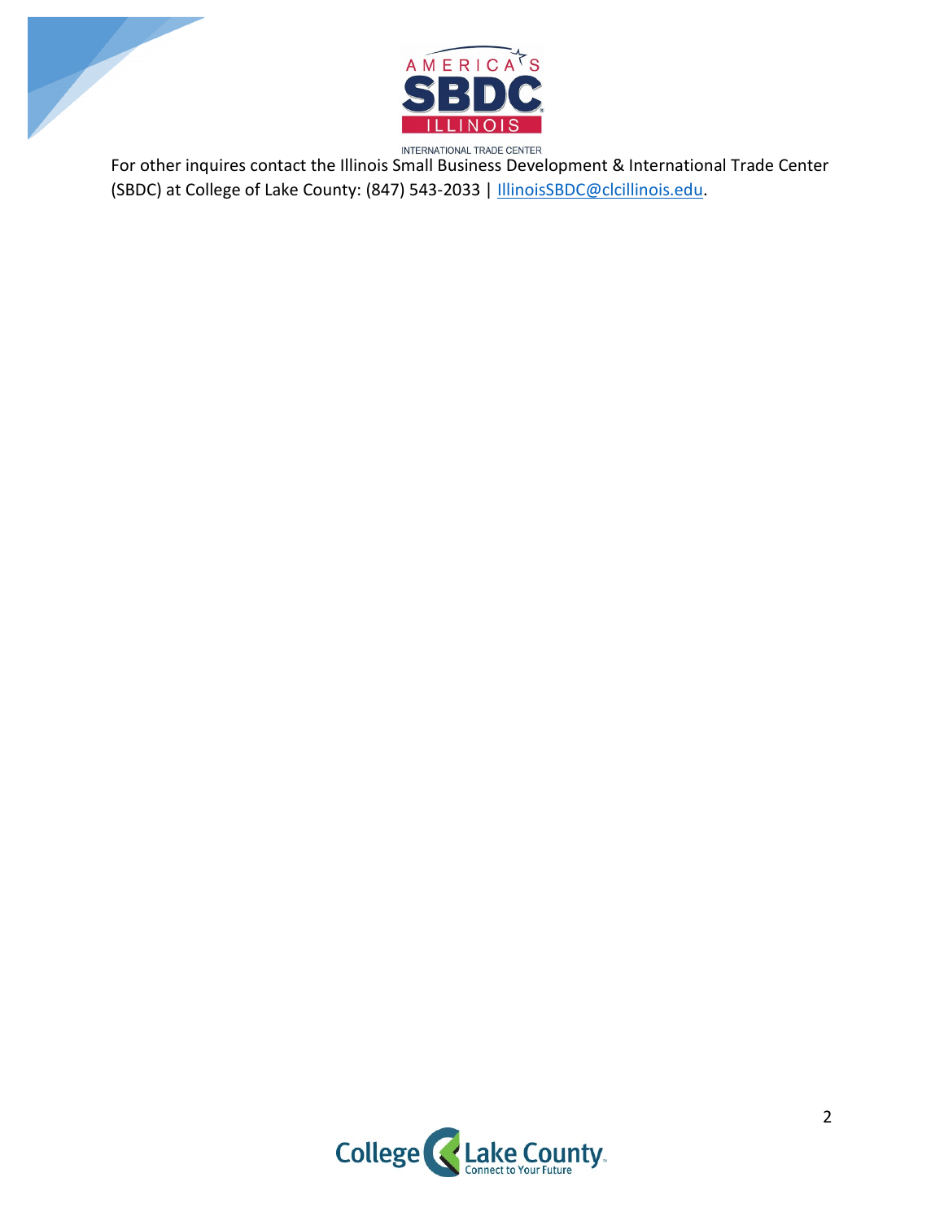For other inquires contact the Illinois Small Business Development & International Trade Center (SBDC) at College of Lake County: (847) 543-2033 | IllinoisSBDC@clcillinois.edu.